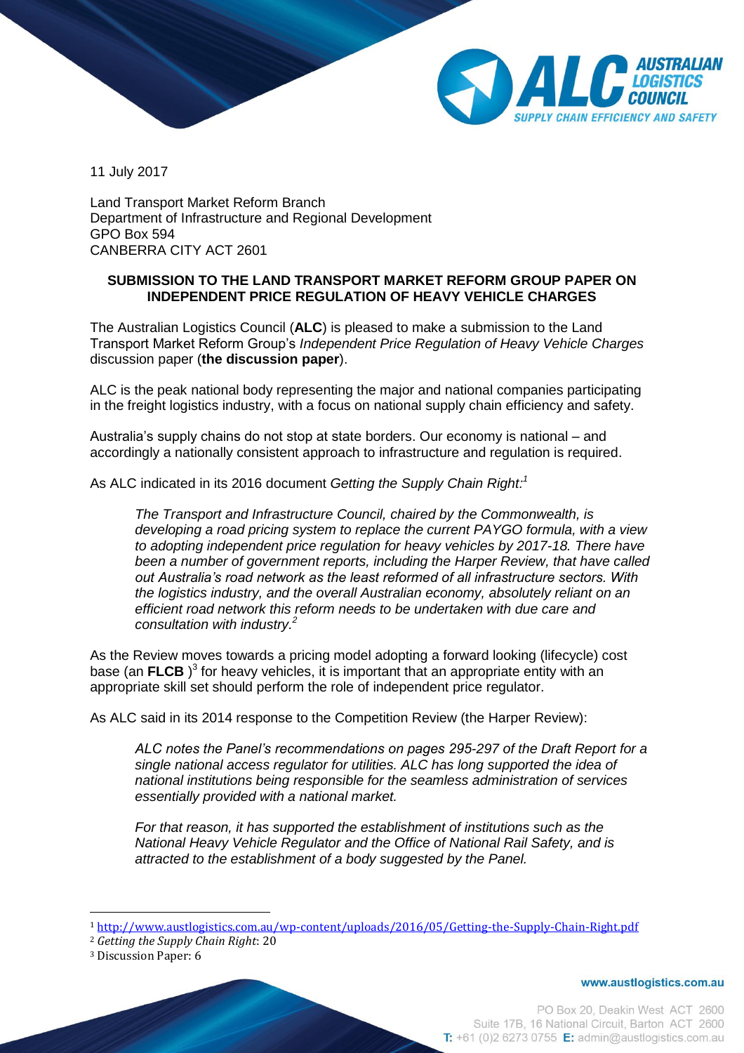11 July 2017

Land Transport Market Reform Branch
Department of Infrastructure and Regional Development
GPO Box 594
CANBERRA CITY ACT 2601

**SUBMISSION TO THE LAND TRANSPORT MARKET REFORM GROUP PAPER ON INDEPENDENT PRICE REGULATION OF HEAVY VEHICLE CHARGES**

The Australian Logistics Council (**ALC**) is pleased to make a submission to the Land Transport Market Reform Group's *Independent Price Regulation of Heavy Vehicle Charges* discussion paper (**the discussion paper**).

ALC is the peak national body representing the major and national companies participating in the freight logistics industry, with a focus on national supply chain efficiency and safety.

Australia's supply chains do not stop at state borders. Our economy is national – and accordingly a nationally consistent approach to infrastructure and regulation is required.

As ALC indicated in its 2016 document *Getting the Supply Chain Right:*[1]

> *The Transport and Infrastructure Council, chaired by the Commonwealth, is developing a road pricing system to replace the current PAYGO formula, with a view to adopting independent price regulation for heavy vehicles by 2017-18. There have been a number of government reports, including the Harper Review, that have called out Australia's road network as the least reformed of all infrastructure sectors. With the logistics industry, and the overall Australian economy, absolutely reliant on an efficient road network this reform needs to be undertaken with due care and consultation with industry.*[2]

As the Review moves towards a pricing model adopting a forward looking (lifecycle) cost base (an **FLCB** )[3] for heavy vehicles, it is important that an appropriate entity with an appropriate skill set should perform the role of independent price regulator.

As ALC said in its 2014 response to the Competition Review (the Harper Review):

> *ALC notes the Panel's recommendations on pages 295-297 of the Draft Report for a single national access regulator for utilities. ALC has long supported the idea of national institutions being responsible for the seamless administration of services essentially provided with a national market.*
>
> *For that reason, it has supported the establishment of institutions such as the National Heavy Vehicle Regulator and the Office of National Rail Safety, and is attracted to the establishment of a body suggested by the Panel.*

---

[1] http://www.austlogistics.com.au/wp-content/uploads/2016/05/Getting-the-Supply-Chain-Right.pdf

[2] *Getting the Supply Chain Right*: 20

[3] Discussion Paper: 6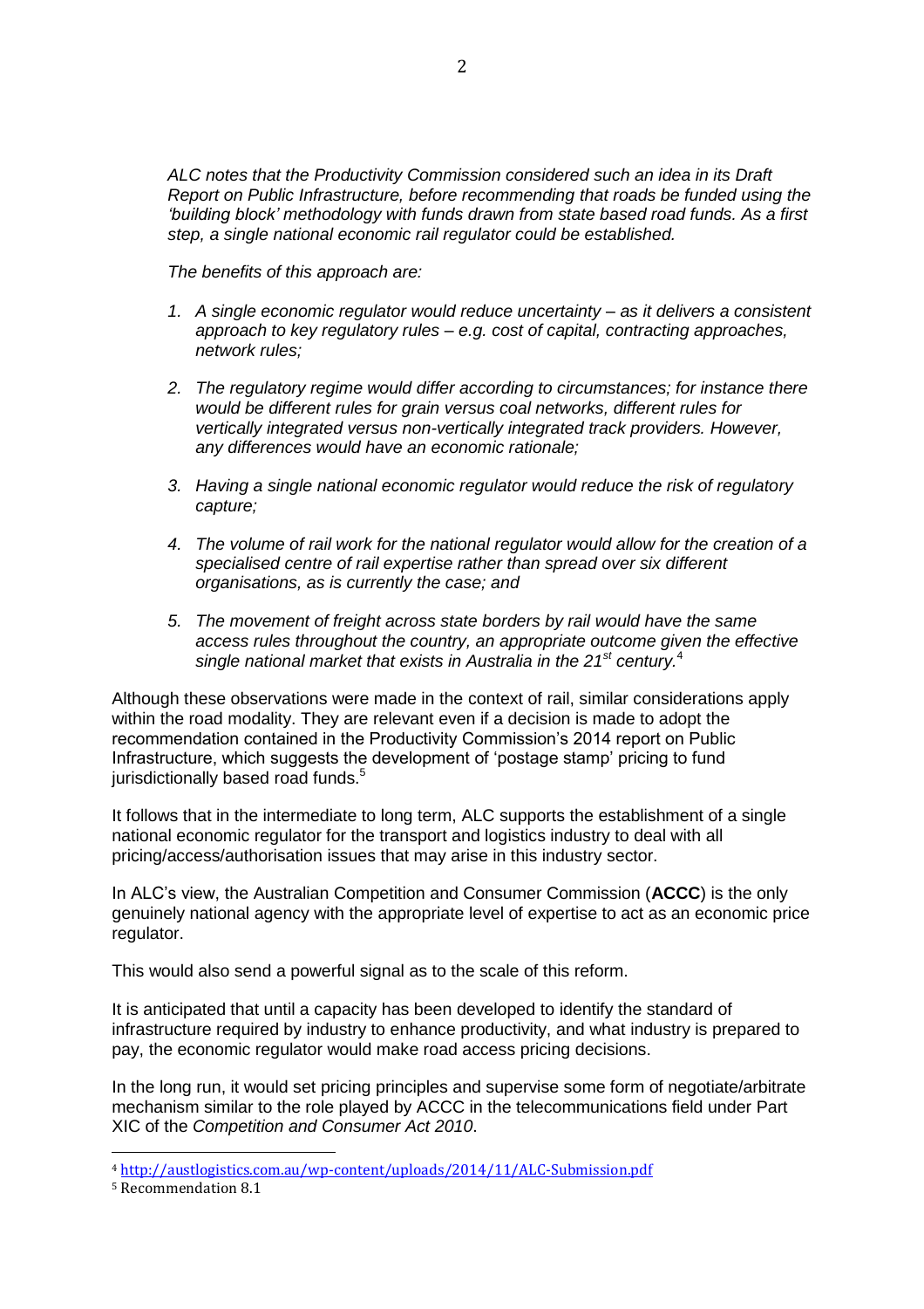*ALC notes that the Productivity Commission considered such an idea in its Draft Report on Public Infrastructure, before recommending that roads be funded using the 'building block' methodology with funds drawn from state based road funds. As a first step, a single national economic rail regulator could be established.*

*The benefits of this approach are:*

1. *A single economic regulator would reduce uncertainty – as it delivers a consistent approach to key regulatory rules – e.g. cost of capital, contracting approaches, network rules;*
2. *The regulatory regime would differ according to circumstances; for instance there would be different rules for grain versus coal networks, different rules for vertically integrated versus non-vertically integrated track providers. However, any differences would have an economic rationale;*
3. *Having a single national economic regulator would reduce the risk of regulatory capture;*
4. *The volume of rail work for the national regulator would allow for the creation of a specialised centre of rail expertise rather than spread over six different organisations, as is currently the case; and*
5. *The movement of freight across state borders by rail would have the same access rules throughout the country, an appropriate outcome given the effective single national market that exists in Australia in the 21st century.*[4]

Although these observations were made in the context of rail, similar considerations apply within the road modality. They are relevant even if a decision is made to adopt the recommendation contained in the Productivity Commission's 2014 report on Public Infrastructure, which suggests the development of 'postage stamp' pricing to fund jurisdictionally based road funds.[5]

It follows that in the intermediate to long term, ALC supports the establishment of a single national economic regulator for the transport and logistics industry to deal with all pricing/access/authorisation issues that may arise in this industry sector.

In ALC's view, the Australian Competition and Consumer Commission (**ACCC**) is the only genuinely national agency with the appropriate level of expertise to act as an economic price regulator.

This would also send a powerful signal as to the scale of this reform.

It is anticipated that until a capacity has been developed to identify the standard of infrastructure required by industry to enhance productivity, and what industry is prepared to pay, the economic regulator would make road access pricing decisions.

In the long run, it would set pricing principles and supervise some form of negotiate/arbitrate mechanism similar to the role played by ACCC in the telecommunications field under Part XIC of the *Competition and Consumer Act 2010*.

---

[4] http://austlogistics.com.au/wp-content/uploads/2014/11/ALC-Submission.pdf

[5] Recommendation 8.1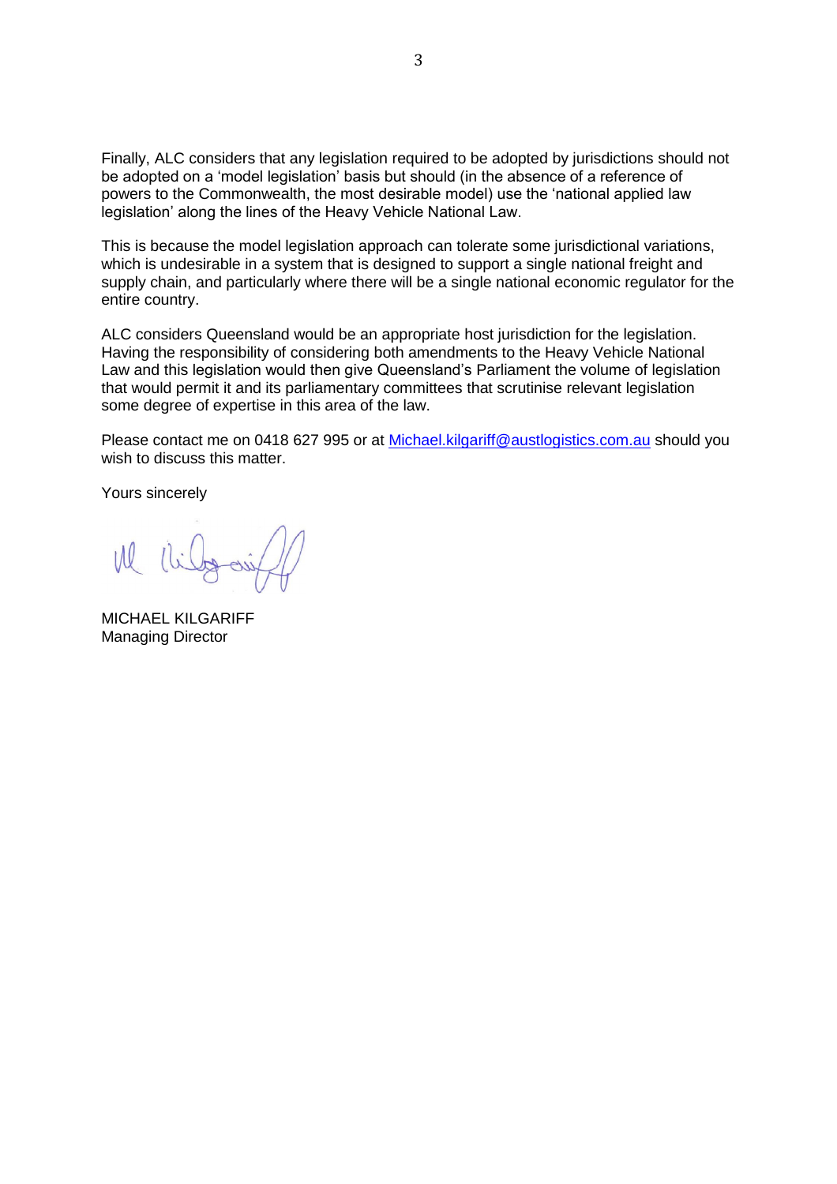Finally, ALC considers that any legislation required to be adopted by jurisdictions should not be adopted on a 'model legislation' basis but should (in the absence of a reference of powers to the Commonwealth, the most desirable model) use the 'national applied law legislation' along the lines of the Heavy Vehicle National Law.

This is because the model legislation approach can tolerate some jurisdictional variations, which is undesirable in a system that is designed to support a single national freight and supply chain, and particularly where there will be a single national economic regulator for the entire country.

ALC considers Queensland would be an appropriate host jurisdiction for the legislation. Having the responsibility of considering both amendments to the Heavy Vehicle National Law and this legislation would then give Queensland's Parliament the volume of legislation that would permit it and its parliamentary committees that scrutinise relevant legislation some degree of expertise in this area of the law.

Please contact me on 0418 627 995 or at Michael.kilgariff@austlogistics.com.au should you wish to discuss this matter.

Yours sincerely

MICHAEL KILGARIFF
Managing Director